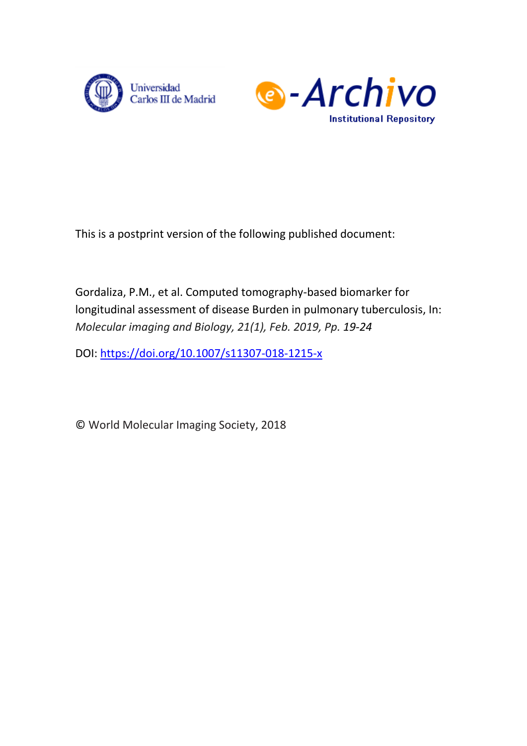Universidad Carlos III de Madrid

e-Archivo Institutional Repository

This is a postprint version of the following published document:

Gordaliza, P.M., et al. Computed tomography-based biomarker for longitudinal assessment of disease Burden in pulmonary tuberculosis, In: *Molecular imaging and Biology, 21(1), Feb. 2019, Pp. 19-24*

DOI: https://doi.org/10.1007/s11307-018-1215-x

© World Molecular Imaging Society, 2018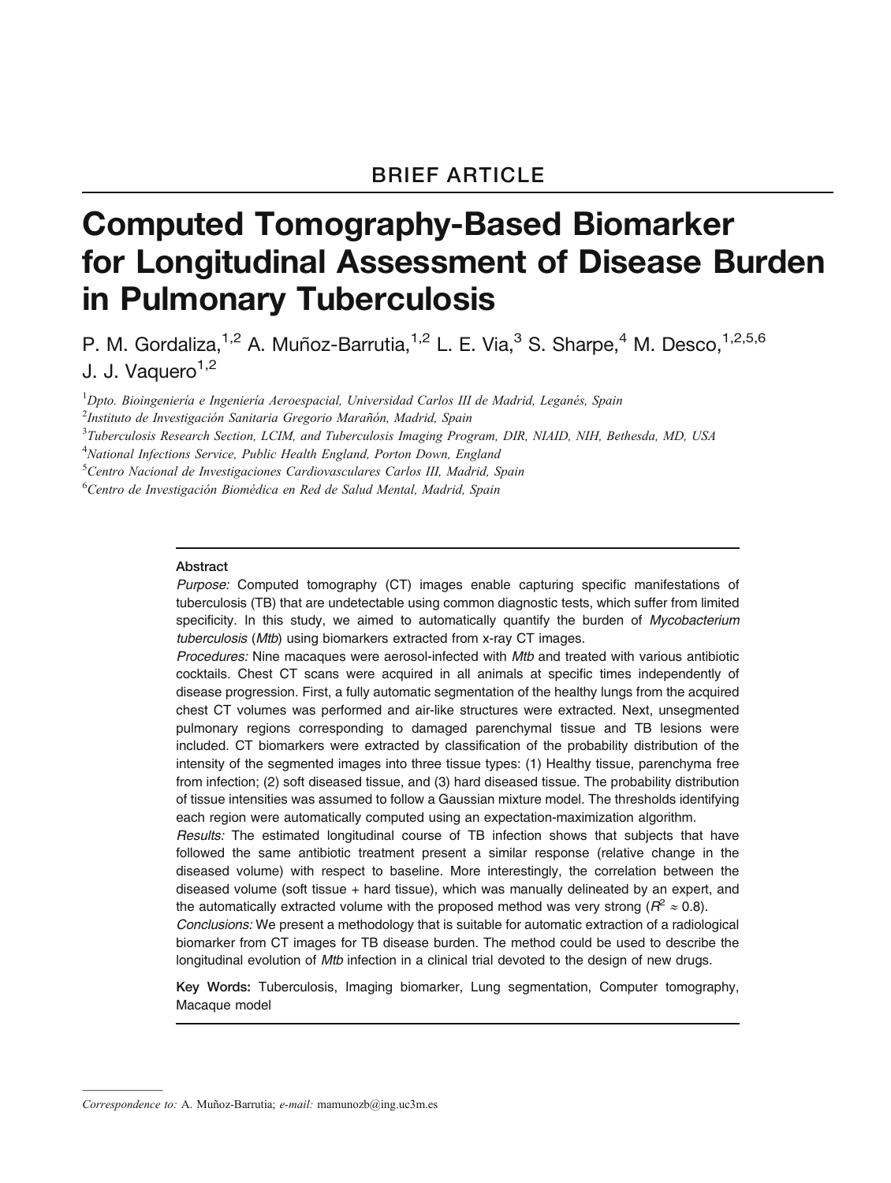BRIEF ARTICLE

# Computed Tomography-Based Biomarker for Longitudinal Assessment of Disease Burden in Pulmonary Tuberculosis

P. M. Gordaliza,[1,2] A. Muñoz-Barrutia,[1,2] L. E. Via,[3] S. Sharpe,[4] M. Desco,[1,2,5,6] J. J. Vaquero[1,2]

[1]*Dpto. Bioingeniería e Ingeniería Aeroespacial, Universidad Carlos III de Madrid, Leganés, Spain*
[2]*Instituto de Investigación Sanitaria Gregorio Marañón, Madrid, Spain*
[3]*Tuberculosis Research Section, LCIM, and Tuberculosis Imaging Program, DIR, NIAID, NIH, Bethesda, MD, USA*
[4]*National Infections Service, Public Health England, Porton Down, England*
[5]*Centro Nacional de Investigaciones Cardiovasculares Carlos III, Madrid, Spain*
[6]*Centro de Investigación Biomédica en Red de Salud Mental, Madrid, Spain*

## Abstract

*Purpose:* Computed tomography (CT) images enable capturing specific manifestations of tuberculosis (TB) that are undetectable using common diagnostic tests, which suffer from limited specificity. In this study, we aimed to automatically quantify the burden of *Mycobacterium tuberculosis* (*Mtb*) using biomarkers extracted from x-ray CT images.

*Procedures:* Nine macaques were aerosol-infected with *Mtb* and treated with various antibiotic cocktails. Chest CT scans were acquired in all animals at specific times independently of disease progression. First, a fully automatic segmentation of the healthy lungs from the acquired chest CT volumes was performed and air-like structures were extracted. Next, unsegmented pulmonary regions corresponding to damaged parenchymal tissue and TB lesions were included. CT biomarkers were extracted by classification of the probability distribution of the intensity of the segmented images into three tissue types: (1) Healthy tissue, parenchyma free from infection; (2) soft diseased tissue, and (3) hard diseased tissue. The probability distribution of tissue intensities was assumed to follow a Gaussian mixture model. The thresholds identifying each region were automatically computed using an expectation-maximization algorithm.

*Results:* The estimated longitudinal course of TB infection shows that subjects that have followed the same antibiotic treatment present a similar response (relative change in the diseased volume) with respect to baseline. More interestingly, the correlation between the diseased volume (soft tissue + hard tissue), which was manually delineated by an expert, and the automatically extracted volume with the proposed method was very strong ($R^2 \approx 0.8$).

*Conclusions:* We present a methodology that is suitable for automatic extraction of a radiological biomarker from CT images for TB disease burden. The method could be used to describe the longitudinal evolution of *Mtb* infection in a clinical trial devoted to the design of new drugs.

**Key Words:** Tuberculosis, Imaging biomarker, Lung segmentation, Computer tomography, Macaque model

*Correspondence to:* A. Muñoz-Barrutia; *e-mail:* mamunozb@ing.uc3m.es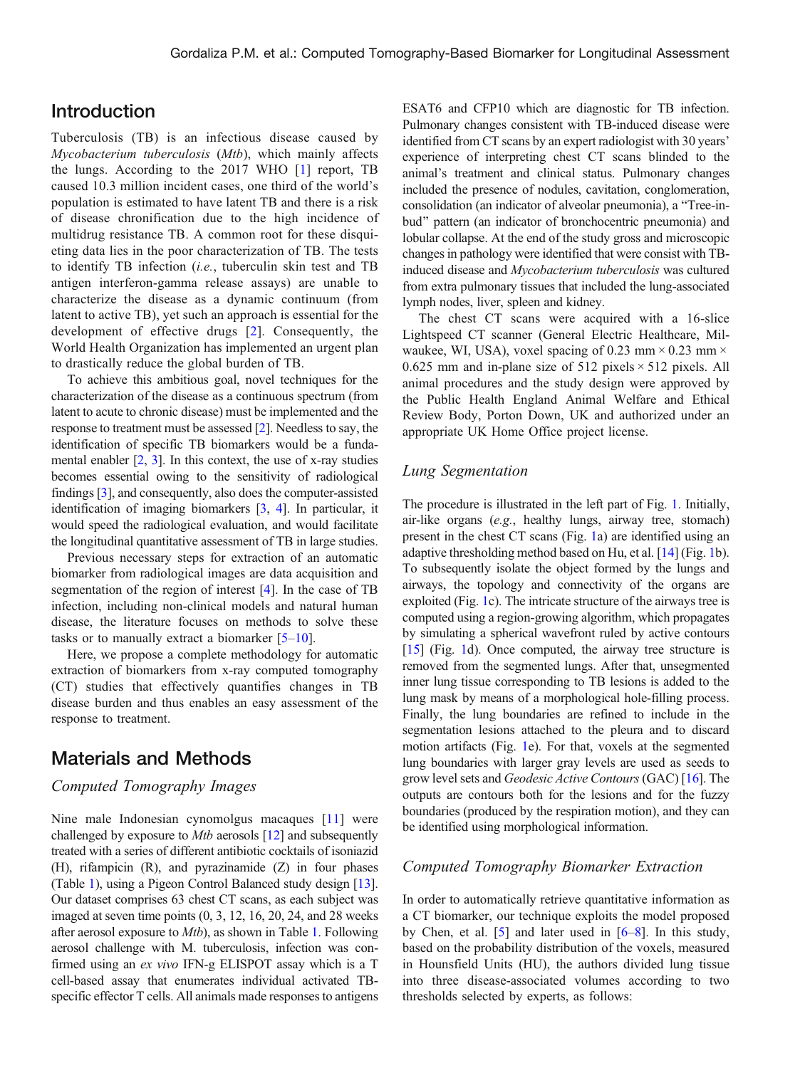## Introduction

Tuberculosis (TB) is an infectious disease caused by *Mycobacterium tuberculosis* (*Mtb*), which mainly affects the lungs. According to the 2017 WHO [1] report, TB caused 10.3 million incident cases, one third of the world's population is estimated to have latent TB and there is a risk of disease chronification due to the high incidence of multidrug resistance TB. A common root for these disquieting data lies in the poor characterization of TB. The tests to identify TB infection (*i.e.*, tuberculin skin test and TB antigen interferon-gamma release assays) are unable to characterize the disease as a dynamic continuum (from latent to active TB), yet such an approach is essential for the development of effective drugs [2]. Consequently, the World Health Organization has implemented an urgent plan to drastically reduce the global burden of TB.

To achieve this ambitious goal, novel techniques for the characterization of the disease as a continuous spectrum (from latent to acute to chronic disease) must be implemented and the response to treatment must be assessed [2]. Needless to say, the identification of specific TB biomarkers would be a fundamental enabler [2, 3]. In this context, the use of x-ray studies becomes essential owing to the sensitivity of radiological findings [3], and consequently, also does the computer-assisted identification of imaging biomarkers [3, 4]. In particular, it would speed the radiological evaluation, and would facilitate the longitudinal quantitative assessment of TB in large studies.

Previous necessary steps for extraction of an automatic biomarker from radiological images are data acquisition and segmentation of the region of interest [4]. In the case of TB infection, including non-clinical models and natural human disease, the literature focuses on methods to solve these tasks or to manually extract a biomarker [5–10].

Here, we propose a complete methodology for automatic extraction of biomarkers from x-ray computed tomography (CT) studies that effectively quantifies changes in TB disease burden and thus enables an easy assessment of the response to treatment.

## Materials and Methods

### *Computed Tomography Images*

Nine male Indonesian cynomolgus macaques [11] were challenged by exposure to *Mtb* aerosols [12] and subsequently treated with a series of different antibiotic cocktails of isoniazid (H), rifampicin (R), and pyrazinamide (Z) in four phases (Table 1), using a Pigeon Control Balanced study design [13]. Our dataset comprises 63 chest CT scans, as each subject was imaged at seven time points (0, 3, 12, 16, 20, 24, and 28 weeks after aerosol exposure to *Mtb*), as shown in Table 1. Following aerosol challenge with M. tuberculosis, infection was confirmed using an *ex vivo* IFN-g ELISPOT assay which is a T cell-based assay that enumerates individual activated TB-specific effector T cells. All animals made responses to antigens ESAT6 and CFP10 which are diagnostic for TB infection. Pulmonary changes consistent with TB-induced disease were identified from CT scans by an expert radiologist with 30 years' experience of interpreting chest CT scans blinded to the animal's treatment and clinical status. Pulmonary changes included the presence of nodules, cavitation, conglomeration, consolidation (an indicator of alveolar pneumonia), a "Tree-in-bud" pattern (an indicator of bronchocentric pneumonia) and lobular collapse. At the end of the study gross and microscopic changes in pathology were identified that were consist with TB-induced disease and *Mycobacterium tuberculosis* was cultured from extra pulmonary tissues that included the lung-associated lymph nodes, liver, spleen and kidney.

The chest CT scans were acquired with a 16-slice Lightspeed CT scanner (General Electric Healthcare, Milwaukee, WI, USA), voxel spacing of 0.23 mm × 0.23 mm × 0.625 mm and in-plane size of 512 pixels × 512 pixels. All animal procedures and the study design were approved by the Public Health England Animal Welfare and Ethical Review Body, Porton Down, UK and authorized under an appropriate UK Home Office project license.

### *Lung Segmentation*

The procedure is illustrated in the left part of Fig. 1. Initially, air-like organs (*e.g.*, healthy lungs, airway tree, stomach) present in the chest CT scans (Fig. 1a) are identified using an adaptive thresholding method based on Hu, et al. [14] (Fig. 1b). To subsequently isolate the object formed by the lungs and airways, the topology and connectivity of the organs are exploited (Fig. 1c). The intricate structure of the airways tree is computed using a region-growing algorithm, which propagates by simulating a spherical wavefront ruled by active contours [15] (Fig. 1d). Once computed, the airway tree structure is removed from the segmented lungs. After that, unsegmented inner lung tissue corresponding to TB lesions is added to the lung mask by means of a morphological hole-filling process. Finally, the lung boundaries are refined to include in the segmentation lesions attached to the pleura and to discard motion artifacts (Fig. 1e). For that, voxels at the segmented lung boundaries with larger gray levels are used as seeds to grow level sets and *Geodesic Active Contours* (GAC) [16]. The outputs are contours both for the lesions and for the fuzzy boundaries (produced by the respiration motion), and they can be identified using morphological information.

### *Computed Tomography Biomarker Extraction*

In order to automatically retrieve quantitative information as a CT biomarker, our technique exploits the model proposed by Chen, et al. [5] and later used in [6–8]. In this study, based on the probability distribution of the voxels, measured in Hounsfield Units (HU), the authors divided lung tissue into three disease-associated volumes according to two thresholds selected by experts, as follows: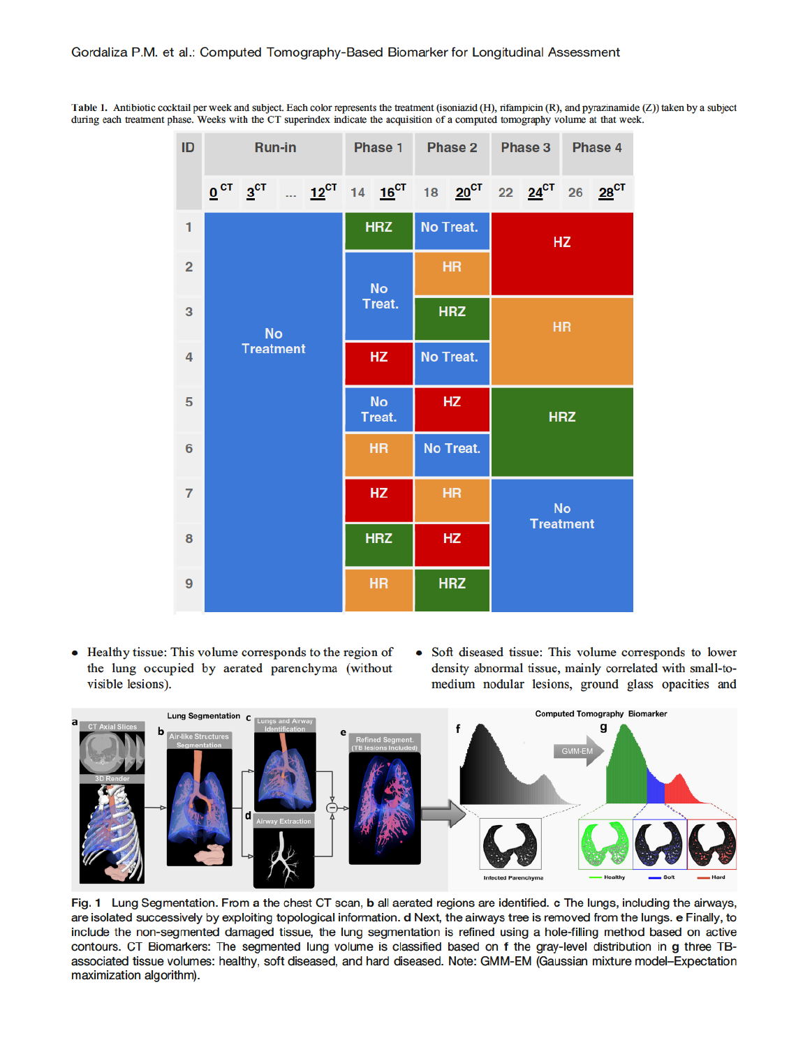**Table 1.** Antibiotic cocktail per week and subject. Each color represents the treatment (isoniazid (H), rifampicin (R), and pyrazinamide (Z)) taken by a subject during each treatment phase. Weeks with the CT superindex indicate the acquisition of a computed tomography volume at that week.

| ID | Run-in | Phase 1 | Phase 2 | Phase 3 | Phase 4 |
|---|---|---|---|---|---|
| | $0^{CT}$ $3^{CT}$ ... $12^{CT}$ | 14 $16^{CT}$ | 18 $20^{CT}$ | 22 $24^{CT}$ | 26 $28^{CT}$ |
| 1 | No Treatment | HRZ | No Treat. | HZ | HZ |
| 2 | No Treatment | No Treat. | HR | HZ | HZ |
| 3 | No Treatment | No Treat. | HRZ | HR | HR |
| 4 | No Treatment | HZ | No Treat. | HR | HR |
| 5 | No Treatment | No Treat. | HZ | HRZ | HRZ |
| 6 | No Treatment | HR | No Treat. | HRZ | HRZ |
| 7 | No Treatment | HZ | HR | No Treatment | No Treatment |
| 8 | No Treatment | HRZ | HZ | No Treatment | No Treatment |
| 9 | No Treatment | HR | HRZ | No Treatment | No Treatment |

- Healthy tissue: This volume corresponds to the region of the lung occupied by aerated parenchyma (without visible lesions).
- Soft diseased tissue: This volume corresponds to lower density abnormal tissue, mainly correlated with small-to-medium nodular lesions, ground glass opacities and

**Fig. 1** Lung Segmentation. From a the chest CT scan, **b** all aerated regions are identified. **c** The lungs, including the airways, are isolated successively by exploiting topological information. **d** Next, the airways tree is removed from the lungs. **e** Finally, to include the non-segmented damaged tissue, the lung segmentation is refined using a hole-filling method based on active contours. CT Biomarkers: The segmented lung volume is classified based on **f** the gray-level distribution in **g** three TB-associated tissue volumes: healthy, soft diseased, and hard diseased. Note: GMM-EM (Gaussian mixture model–Expectation maximization algorithm).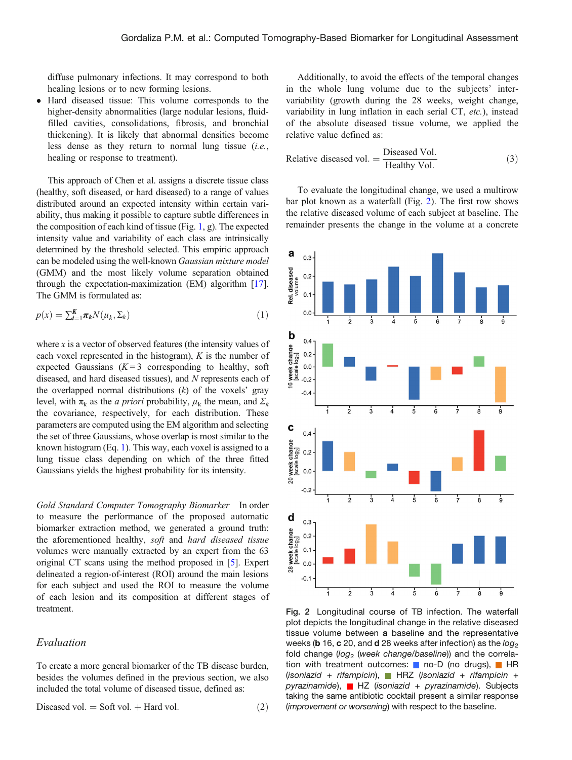diffuse pulmonary infections. It may correspond to both healing lesions or to new forming lesions.

- Hard diseased tissue: This volume corresponds to the higher-density abnormalities (large nodular lesions, fluid-filled cavities, consolidations, fibrosis, and bronchial thickening). It is likely that abnormal densities become less dense as they return to normal lung tissue (*i.e.*, healing or response to treatment).

This approach of Chen et al. assigns a discrete tissue class (healthy, soft diseased, or hard diseased) to a range of values distributed around an expected intensity within certain variability, thus making it possible to capture subtle differences in the composition of each kind of tissue (Fig. 1, g). The expected intensity value and variability of each class are intrinsically determined by the threshold selected. This empiric approach can be modeled using the well-known *Gaussian mixture model* (GMM) and the most likely volume separation obtained through the expectation-maximization (EM) algorithm [17]. The GMM is formulated as:

$$p(x) = \sum_{i=1}^{K} \pi_k N(\mu_k, \Sigma_k) \quad (1)$$

where $x$ is a vector of observed features (the intensity values of each voxel represented in the histogram), $K$ is the number of expected Gaussians ($K = 3$ corresponding to healthy, soft diseased, and hard diseased tissues), and $N$ represents each of the overlapped normal distributions ($k$) of the voxels' gray level, with $\pi_k$ as the *a priori* probability, $\mu_k$ the mean, and $\Sigma_k$ the covariance, respectively, for each distribution. These parameters are computed using the EM algorithm and selecting the set of three Gaussians, whose overlap is most similar to the known histogram (Eq. 1). This way, each voxel is assigned to a lung tissue class depending on which of the three fitted Gaussians yields the highest probability for its intensity.

*Gold Standard Computer Tomography Biomarker* In order to measure the performance of the proposed automatic biomarker extraction method, we generated a ground truth: the aforementioned healthy, *soft* and *hard diseased tissue* volumes were manually extracted by an expert from the 63 original CT scans using the method proposed in [5]. Expert delineated a region-of-interest (ROI) around the main lesions for each subject and used the ROI to measure the volume of each lesion and its composition at different stages of treatment.

## Evaluation

To create a more general biomarker of the TB disease burden, besides the volumes defined in the previous section, we also included the total volume of diseased tissue, defined as:

$$\text{Diseased vol.} = \text{Soft vol.} + \text{Hard vol.} \quad (2)$$

Additionally, to avoid the effects of the temporal changes in the whole lung volume due to the subjects' inter-variability (growth during the 28 weeks, weight change, variability in lung inflation in each serial CT, *etc.*), instead of the absolute diseased tissue volume, we applied the relative value defined as:

$$\text{Relative diseased vol.} = \frac{\text{Diseased Vol.}}{\text{Healthy Vol.}} \quad (3)$$

To evaluate the longitudinal change, we used a multirow bar plot known as a waterfall (Fig. 2). The first row shows the relative diseased volume of each subject at baseline. The remainder presents the change in the volume at a concrete

**Fig. 2** Longitudinal course of TB infection. The waterfall plot depicts the longitudinal change in the relative diseased tissue volume between **a** baseline and the representative weeks (**b** 16, **c** 20, and **d** 28 weeks after infection) as the $log_2$ fold change ($log_2$ (*week change/baseline*)) and the correlation with treatment outcomes: ■ no-D (no drugs), ■ HR (*isoniazid* + *rifampicin*), ■ HRZ (*isoniazid* + *rifampicin* + *pyrazinamide*), ■ HZ (*isoniazid* + *pyrazinamide*). Subjects taking the same antibiotic cocktail present a similar response (*improvement or worsening*) with respect to the baseline.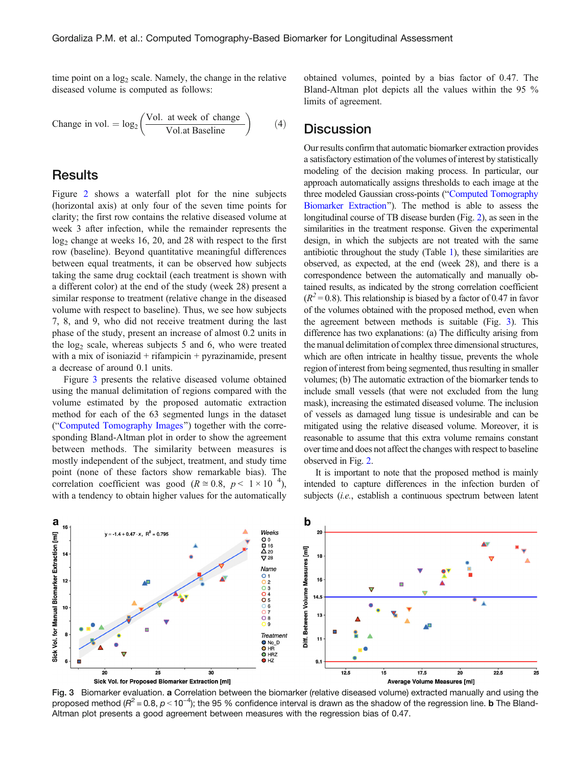time point on a $\log_2$ scale. Namely, the change in the relative diseased volume is computed as follows:

$$\text{Change in vol.} = \log_2\left(\frac{\text{Vol. at week of change}}{\text{Vol.at Baseline}}\right) \quad (4)$$

## Results

Figure 2 shows a waterfall plot for the nine subjects (horizontal axis) at only four of the seven time points for clarity; the first row contains the relative diseased volume at week 3 after infection, while the remainder represents the $\log_2$ change at weeks 16, 20, and 28 with respect to the first row (baseline). Beyond quantitative meaningful differences between equal treatments, it can be observed how subjects taking the same drug cocktail (each treatment is shown with a different color) at the end of the study (week 28) present a similar response to treatment (relative change in the diseased volume with respect to baseline). Thus, we see how subjects 7, 8, and 9, who did not receive treatment during the last phase of the study, present an increase of almost 0.2 units in the $\log_2$ scale, whereas subjects 5 and 6, who were treated with a mix of isoniazid + rifampicin + pyrazinamide, present a decrease of around 0.1 units.

Figure 3 presents the relative diseased volume obtained using the manual delimitation of regions compared with the volume estimated by the proposed automatic extraction method for each of the 63 segmented lungs in the dataset ("Computed Tomography Images") together with the corresponding Bland-Altman plot in order to show the agreement between methods. The similarity between measures is mostly independent of the subject, treatment, and study time point (none of these factors show remarkable bias). The correlation coefficient was good ($R \cong 0.8$, $p < 1 \times 10^{-4}$), with a tendency to obtain higher values for the automatically obtained volumes, pointed by a bias factor of 0.47. The Bland-Altman plot depicts all the values within the 95 % limits of agreement.

## Discussion

Our results confirm that automatic biomarker extraction provides a satisfactory estimation of the volumes of interest by statistically modeling of the decision making process. In particular, our approach automatically assigns thresholds to each image at the three modeled Gaussian cross-points ("Computed Tomography Biomarker Extraction"). The method is able to assess the longitudinal course of TB disease burden (Fig. 2), as seen in the similarities in the treatment response. Given the experimental design, in which the subjects are not treated with the same antibiotic throughout the study (Table 1), these similarities are observed, as expected, at the end (week 28), and there is a correspondence between the automatically and manually obtained results, as indicated by the strong correlation coefficient ($R^2 = 0.8$). This relationship is biased by a factor of 0.47 in favor of the volumes obtained with the proposed method, even when the agreement between methods is suitable (Fig. 3). This difference has two explanations: (a) The difficulty arising from the manual delimitation of complex three dimensional structures, which are often intricate in healthy tissue, prevents the whole region of interest from being segmented, thus resulting in smaller volumes; (b) The automatic extraction of the biomarker tends to include small vessels (that were not excluded from the lung mask), increasing the estimated diseased volume. The inclusion of vessels as damaged lung tissue is undesirable and can be mitigated using the relative diseased volume. Moreover, it is reasonable to assume that this extra volume remains constant over time and does not affect the changes with respect to baseline observed in Fig. 2.

It is important to note that the proposed method is mainly intended to capture differences in the infection burden of subjects (*i.e.*, establish a continuous spectrum between latent

**Fig. 3** Biomarker evaluation. **a** Correlation between the biomarker (relative diseased volume) extracted manually and using the proposed method ($R^2 = 0.8$, $p < 10^{-4}$); the 95 % confidence interval is drawn as the shadow of the regression line. **b** The Bland-Altman plot presents a good agreement between measures with the regression bias of 0.47.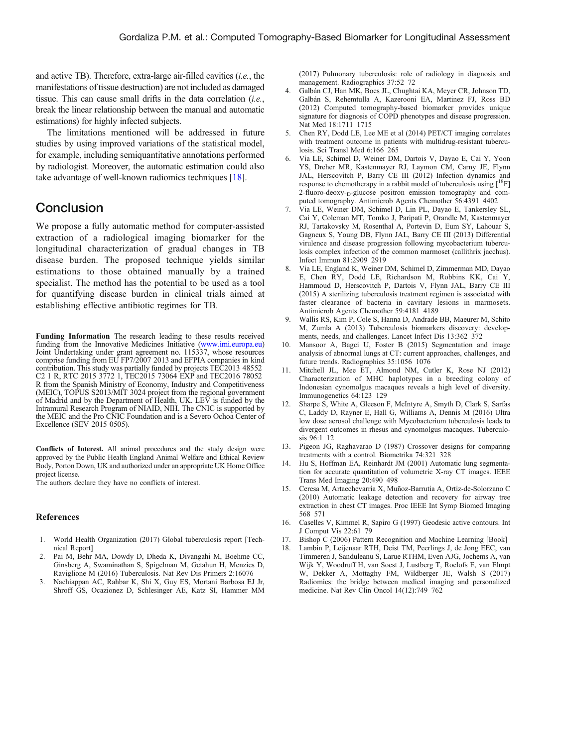and active TB). Therefore, extra-large air-filled cavities (*i.e.*, the manifestations of tissue destruction) are not included as damaged tissue. This can cause small drifts in the data correlation (*i.e.*, break the linear relationship between the manual and automatic estimations) for highly infected subjects.

The limitations mentioned will be addressed in future studies by using improved variations of the statistical model, for example, including semiquantitative annotations performed by radiologist. Moreover, the automatic estimation could also take advantage of well-known radiomics techniques [18].

## Conclusion

We propose a fully automatic method for computer-assisted extraction of a radiological imaging biomarker for the longitudinal characterization of gradual changes in TB disease burden. The proposed technique yields similar estimations to those obtained manually by a trained specialist. The method has the potential to be used as a tool for quantifying disease burden in clinical trials aimed at establishing effective antibiotic regimes for TB.

**Funding Information** The research leading to these results received funding from the Innovative Medicines Initiative (www.imi.europa.eu) Joint Undertaking under grant agreement no. 115337, whose resources comprise funding from EU FP7/2007 2013 and EFPIA companies in kind contribution. This study was partially funded by projects TEC2013 48552 C2 1 R, RTC 2015 3772 1, TEC2015 73064 EXP and TEC2016 78052 R from the Spanish Ministry of Economy, Industry and Competitiveness (MEIC), TOPUS S2013/MIT 3024 project from the regional government of Madrid and by the Department of Health, UK. LEV is funded by the Intramural Research Program of NIAID, NIH. The CNIC is supported by the MEIC and the Pro CNIC Foundation and is a Severo Ochoa Center of Excellence (SEV 2015 0505).

**Conflicts of Interest.** All animal procedures and the study design were approved by the Public Health England Animal Welfare and Ethical Review Body, Porton Down, UK and authorized under an appropriate UK Home Office project license.
The authors declare they have no conflicts of interest.

### References

1. World Health Organization (2017) Global tuberculosis report [Technical Report]
2. Pai M, Behr MA, Dowdy D, Dheda K, Divangahi M, Boehme CC, Ginsberg A, Swaminathan S, Spigelman M, Getahun H, Menzies D, Raviglione M (2016) Tuberculosis. Nat Rev Dis Primers 2:16076
3. Nachiappan AC, Rahbar K, Shi X, Guy ES, Mortani Barbosa EJ Jr, Shroff GS, Ocazionez D, Schlesinger AE, Katz SI, Hammer MM (2017) Pulmonary tuberculosis: role of radiology in diagnosis and management. Radiographics 37:52 72
4. Galbán CJ, Han MK, Boes JL, Chughtai KA, Meyer CR, Johnson TD, Galbán S, Rehemtulla A, Kazerooni EA, Martinez FJ, Ross BD (2012) Computed tomography-based biomarker provides unique signature for diagnosis of COPD phenotypes and disease progression. Nat Med 18:1711 1715
5. Chen RY, Dodd LE, Lee ME et al (2014) PET/CT imaging correlates with treatment outcome in patients with multidrug-resistant tuberculosis. Sci Transl Med 6:166 265
6. Via LE, Schimel D, Weiner DM, Dartois V, Dayao E, Cai Y, Yoon YS, Dreher MR, Kastenmayer RJ, Laymon CM, Carny JE, Flynn JAL, Herscovitch P, Barry CE III (2012) Infection dynamics and response to chemotherapy in a rabbit model of tuberculosis using [$^{18}$F] 2-fluoro-deoxy-$_{D}$-glucose positron emission tomography and computed tomography. Antimicrob Agents Chemother 56:4391 4402
7. Via LE, Weiner DM, Schimel D, Lin PL, Dayao E, Tankersley SL, Cai Y, Coleman MT, Tomko J, Paripati P, Orandle M, Kastenmayer RJ, Tartakovsky M, Rosenthal A, Portevin D, Eum SY, Lahouar S, Gagneux S, Young DB, Flynn JAL, Barry CE III (2013) Differential virulence and disease progression following mycobacterium tuberculosis complex infection of the common marmoset (callithrix jacchus). Infect Immun 81:2909 2919
8. Via LE, England K, Weiner DM, Schimel D, Zimmerman MD, Dayao E, Chen RY, Dodd LE, Richardson M, Robbins KK, Cai Y, Hammoud D, Herscovitch P, Dartois V, Flynn JAL, Barry CE III (2015) A sterilizing tuberculosis treatment regimen is associated with faster clearance of bacteria in cavitary lesions in marmosets. Antimicrob Agents Chemother 59:4181 4189
9. Wallis RS, Kim P, Cole S, Hanna D, Andrade BB, Maeurer M, Schito M, Zumla A (2013) Tuberculosis biomarkers discovery: developments, needs, and challenges. Lancet Infect Dis 13:362 372
10. Mansoor A, Bagci U, Foster B (2015) Segmentation and image analysis of abnormal lungs at CT: current approaches, challenges, and future trends. Radiographics 35:1056 1076
11. Mitchell JL, Mee ET, Almond NM, Cutler K, Rose NJ (2012) Characterization of MHC haplotypes in a breeding colony of Indonesian cynomolgus macaques reveals a high level of diversity. Immunogenetics 64:123 129
12. Sharpe S, White A, Gleeson F, McIntyre A, Smyth D, Clark S, Sarfas C, Laddy D, Rayner E, Hall G, Williams A, Dennis M (2016) Ultra low dose aerosol challenge with Mycobacterium tuberculosis leads to divergent outcomes in rhesus and cynomolgus macaques. Tuberculosis 96:1 12
13. Pigeon JG, Raghavarao D (1987) Crossover designs for comparing treatments with a control. Biometrika 74:321 328
14. Hu S, Hoffman EA, Reinhardt JM (2001) Automatic lung segmentation for accurate quantitation of volumetric X-ray CT images. IEEE Trans Med Imaging 20:490 498
15. Ceresa M, Artaechevarria X, Muñoz-Barrutia A, Ortiz-de-Solorzano C (2010) Automatic leakage detection and recovery for airway tree extraction in chest CT images. Proc IEEE Int Symp Biomed Imaging 568 571
16. Caselles V, Kimmel R, Sapiro G (1997) Geodesic active contours. Int J Comput Vis 22:61 79
17. Bishop C (2006) Pattern Recognition and Machine Learning [Book]
18. Lambin P, Leijenaar RTH, Deist TM, Peerlings J, de Jong EEC, van Timmeren J, Sanduleanu S, Larue RTHM, Even AJG, Jochems A, van Wijk Y, Woodruff H, van Soest J, Lustberg T, Roelofs E, van Elmpt W, Dekker A, Mottaghy FM, Wildberger JE, Walsh S (2017) Radiomics: the bridge between medical imaging and personalized medicine. Nat Rev Clin Oncol 14(12):749 762